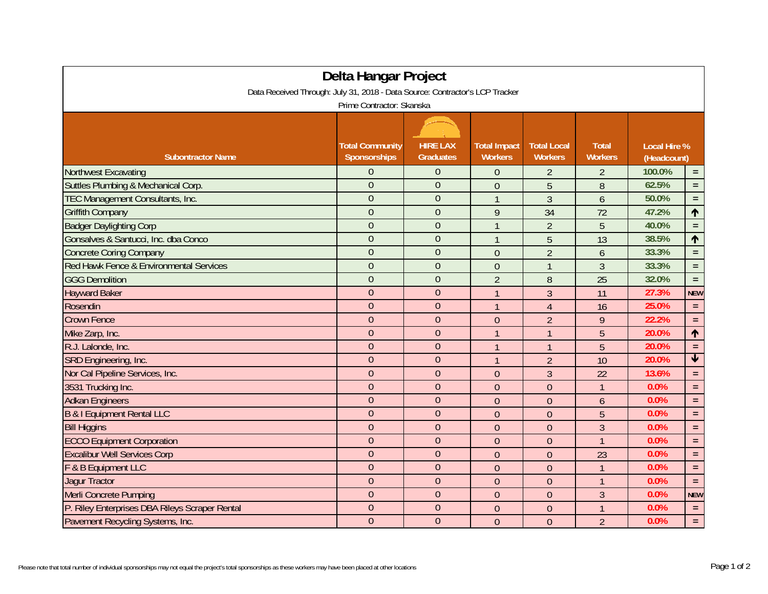# Delta Hangar Project

Data Received Through: July 31, 2018 - Data Source: Contractor's LCP Tracker

Prime Contractor: Skanska

| Subontractor Name | Total Community Sponsorships | HIRE LAX Graduates | Total Impact Workers | Total Local Workers | Total Workers | Local Hire % (Headcount) | |
|---|---|---|---|---|---|---|---|
| Northwest Excavating | 0 | 0 | 0 | 2 | 2 | 100.0% | = |
| Suttles Plumbing & Mechanical Corp. | 0 | 0 | 0 | 5 | 8 | 62.5% | = |
| TEC Management Consultants, Inc. | 0 | 0 | 1 | 3 | 6 | 50.0% | = |
| Griffith Company | 0 | 0 | 9 | 34 | 72 | 47.2% | ↑ |
| Badger Daylighting Corp | 0 | 0 | 1 | 2 | 5 | 40.0% | = |
| Gonsalves & Santucci, Inc. dba Conco | 0 | 0 | 1 | 5 | 13 | 38.5% | ↑ |
| Concrete Coring Company | 0 | 0 | 0 | 2 | 6 | 33.3% | = |
| Red Hawk Fence & Environmental Services | 0 | 0 | 0 | 1 | 3 | 33.3% | = |
| GGG Demolition | 0 | 0 | 2 | 8 | 25 | 32.0% | = |
| Hayward Baker | 0 | 0 | 1 | 3 | 11 | 27.3% | NEW |
| Rosendin | 0 | 0 | 1 | 4 | 16 | 25.0% | = |
| Crown Fence | 0 | 0 | 0 | 2 | 9 | 22.2% | = |
| Mike Zarp, Inc. | 0 | 0 | 1 | 1 | 5 | 20.0% | ↑ |
| R.J. Lalonde, Inc. | 0 | 0 | 1 | 1 | 5 | 20.0% | = |
| SRD Engineering, Inc. | 0 | 0 | 1 | 2 | 10 | 20.0% | ↓ |
| Nor Cal Pipeline Services, Inc. | 0 | 0 | 0 | 3 | 22 | 13.6% | = |
| 3531 Trucking Inc. | 0 | 0 | 0 | 0 | 1 | 0.0% | = |
| Adkan Engineers | 0 | 0 | 0 | 0 | 6 | 0.0% | = |
| B & I Equipment Rental LLC | 0 | 0 | 0 | 0 | 5 | 0.0% | = |
| Bill Higgins | 0 | 0 | 0 | 0 | 3 | 0.0% | = |
| ECCO Equipment Corporation | 0 | 0 | 0 | 0 | 1 | 0.0% | = |
| Excalibur Well Services Corp | 0 | 0 | 0 | 0 | 23 | 0.0% | = |
| F & B Equipment LLC | 0 | 0 | 0 | 0 | 1 | 0.0% | = |
| Jagur Tractor | 0 | 0 | 0 | 0 | 1 | 0.0% | = |
| Merli Concrete Pumping | 0 | 0 | 0 | 0 | 3 | 0.0% | NEW |
| P. Riley Enterprises DBA Rileys Scraper Rental | 0 | 0 | 0 | 0 | 1 | 0.0% | = |
| Pavement Recycling Systems, Inc. | 0 | 0 | 0 | 0 | 2 | 0.0% | = |

Please note that total number of individual sponsorships may not equal the project's total sponsorships as these workers may have been placed at other locations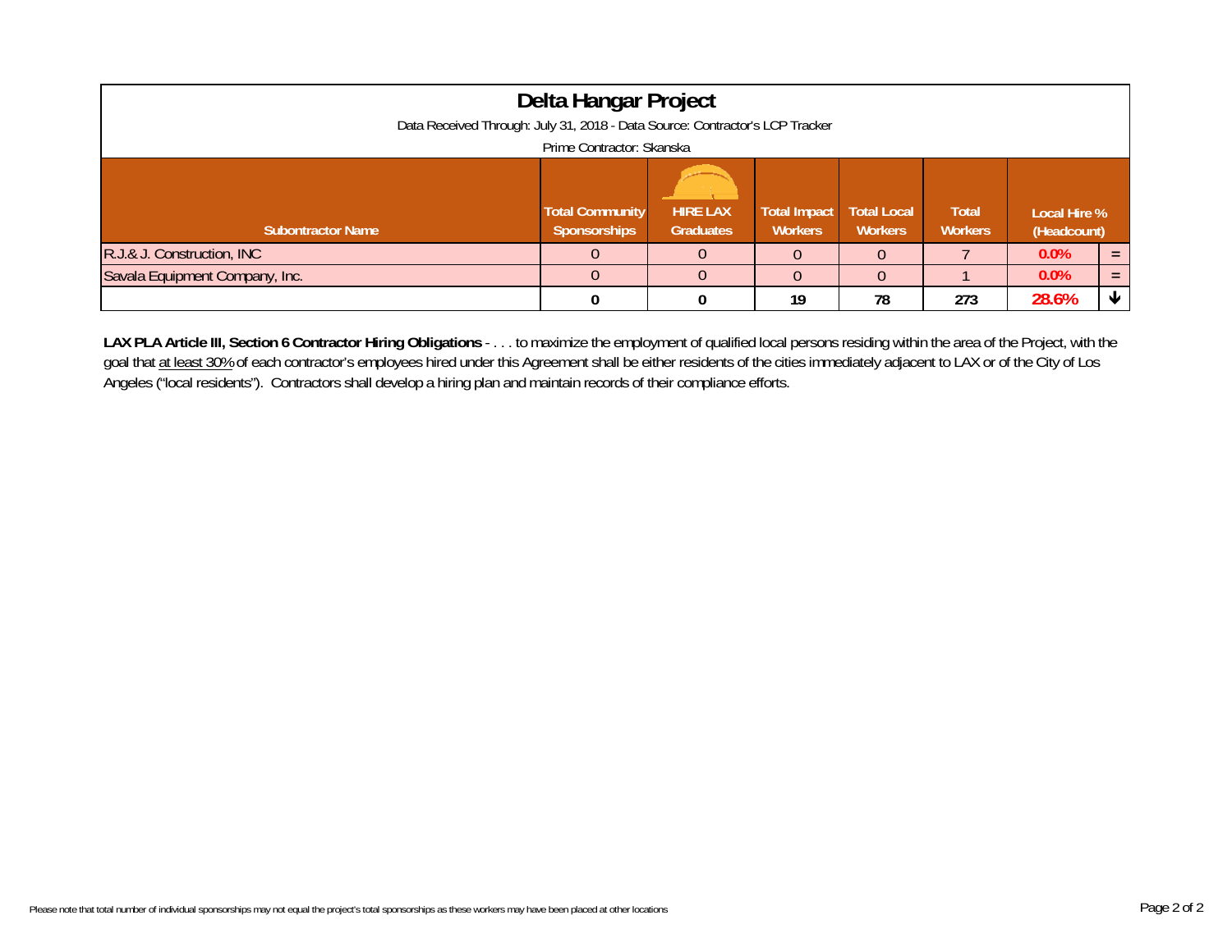# Delta Hangar Project

Data Received Through: July 31, 2018 - Data Source: Contractor's LCP Tracker

Prime Contractor: Skanska

| Subontractor Name | Total Community Sponsorships | HIRE LAX Graduates | Total Impact Workers | Total Local Workers | Total Workers | Local Hire % (Headcount) | |
|---|---|---|---|---|---|---|---|
| R.J.& J. Construction, INC | 0 | 0 | 0 | 0 | 7 | 0.0% | = |
| Savala Equipment Company, Inc. | 0 | 0 | 0 | 0 | 1 | 0.0% | = |
| | **0** | **0** | **19** | **78** | **273** | **28.6%** | ↓ |

**LAX PLA Article III, Section 6 Contractor Hiring Obligations** - . . . to maximize the employment of qualified local persons residing within the area of the Project, with the goal that at least 30% of each contractor's employees hired under this Agreement shall be either residents of the cities immediately adjacent to LAX or of the City of Los Angeles ("local residents"). Contractors shall develop a hiring plan and maintain records of their compliance efforts.

Please note that total number of individual sponsorships may not equal the project's total sponsorships as these workers may have been placed at other locations